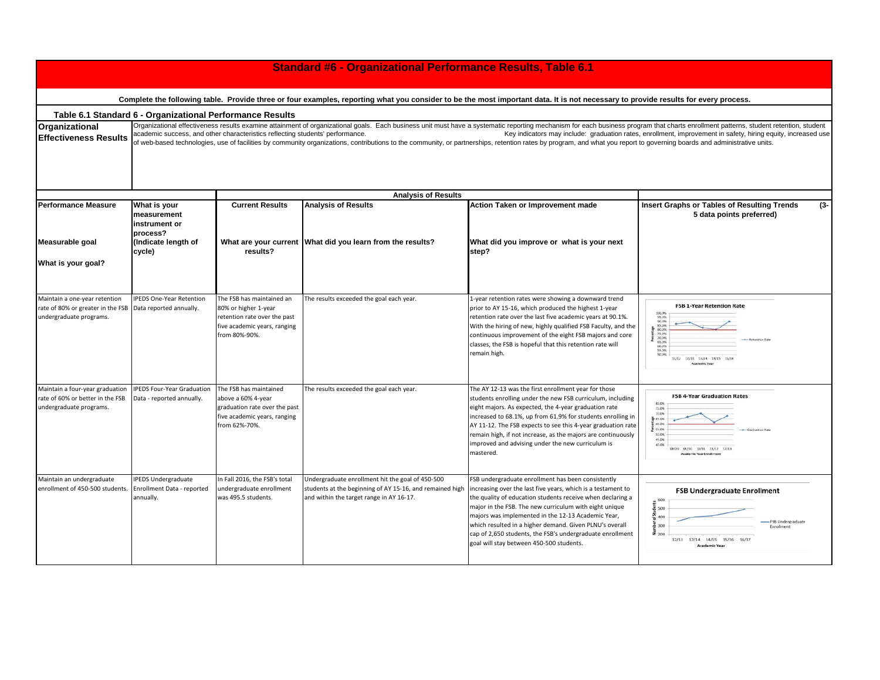# Standard #6 - Organizational Performance Results, Table 6.1

**Complete the following table. Provide three or four examples, reporting what you consider to be the most important data. It is not necessary to provide results for every process.**

## Table 6.1 Standard 6 - Organizational Performance Results

**Organizational Effectiveness Results**

Organizational effectiveness results examine attainment of organizational goals. Each business unit must have a systematic reporting mechanism for each business program that charts enrollment patterns, student retention, student academic success, and other characteristics reflecting students' performance. Key indicators may include: graduation rates, enrollment, improvement in safety, hiring equity, increased use of web-based technologies, use of facilities by community organizations, contributions to the community, or partnerships, retention rates by program, and what you report to governing boards and administrative units.

| | | Analysis of Results | | | |
|---|---|---|---|---|---|
| **Performance Measure**<br><br>**Measurable goal**<br><br>**What is your goal?** | **What is your measurement instrument or process?**<br>**(Indicate length of cycle)** | **Current Results**<br><br>**What are your current results?** | **Analysis of Results**<br><br>**What did you learn from the results?** | **Action Taken or Improvement made**<br><br>**What did you improve or what is your next step?** | **Insert Graphs or Tables of Resulting Trends (3-5 data points preferred)** |
| Maintain a one-year retention rate of 80% or greater in the FSB undergraduate programs. | IPEDS One-Year Retention Data reported annually. | The FSB has maintained an 80% or higher 1-year retention rate over the past five academic years, ranging from 80%-90%. | The results exceeded the goal each year. | 1-year retention rates were showing a downward trend prior to AY 15-16, which produced the highest 1-year retention rate over the last five academic years at 90.1%. With the hiring of new, highly qualified FSB Faculty, and the continuous improvement of the eight FSB majors and core classes, the FSB is hopeful that this retention rate will remain high. | FSB 1-Year Retention Rate |
| Maintain a four-year graduation rate of 60% or better in the FSB undergraduate programs. | IPEDS Four-Year Graduation Data - reported annually. | The FSB has maintained above a 60% 4-year graduation rate over the past five academic years, ranging from 62%-70%. | The results exceeded the goal each year. | The AY 12-13 was the first enrollment year for those students enrolling under the new FSB curriculum, including eight majors. As expected, the 4-year graduation rate increased to 68.1%, up from 61.9% for students enrolling in AY 11-12. The FSB expects to see this 4-year graduation rate remain high, if not increase, as the majors are continuously improved and advising under the new curriculum is mastered. | FSB 4-Year Graduation Rates |
| Maintain an undergraduate enrollment of 450-500 students. | IPEDS Undergraduate Enrollment Data - reported annually. | In Fall 2016, the FSB's total undergraduate enrollment was 495.5 students. | Undergraduate enrollment hit the goal of 450-500 students at the beginning of AY 15-16, and remained high and within the target range in AY 16-17. | FSB undergraduate enrollment has been consistently increasing over the last five years, which is a testament to the quality of education students receive when declaring a major in the FSB. The new curriculum with eight unique majors was implemented in the 12-13 Academic Year, which resulted in a higher demand. Given PLNU's overall cap of 2,650 students, the FSB's undergraduate enrollment goal will stay between 450-500 students. | FSB Undergraduate Enrollment |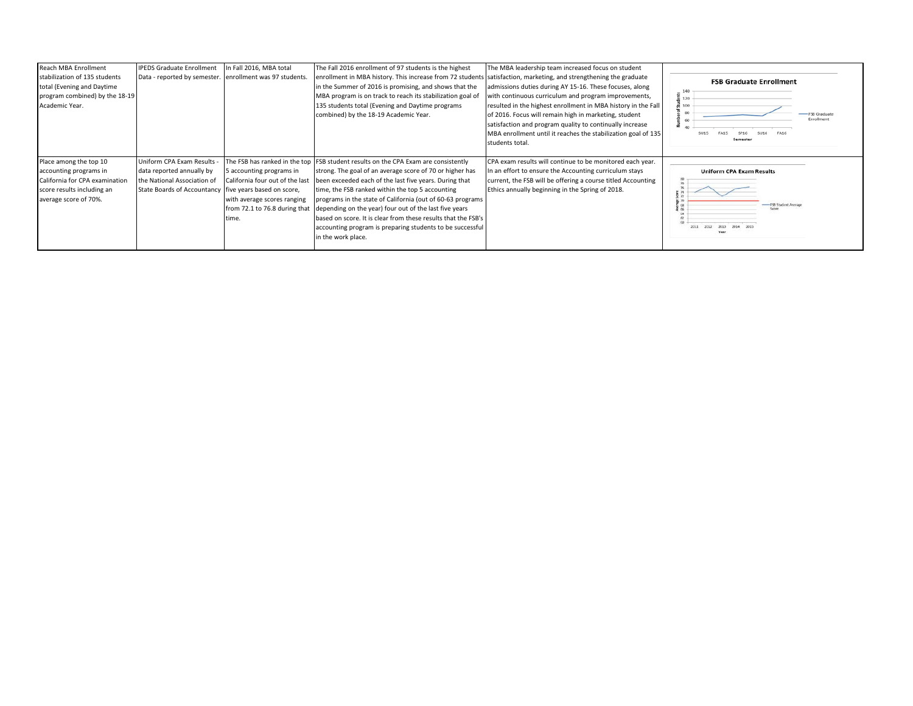| | | | | | |
|---|---|---|---|---|---|
| Reach MBA Enrollment stabilization of 135 students total (Evening and Daytime program combined) by the 18-19 Academic Year. | IPEDS Graduate Enrollment Data - reported by semester. | In Fall 2016, MBA total enrollment was 97 students. | The Fall 2016 enrollment of 97 students is the highest enrollment in MBA history. This increase from 72 students in the Summer of 2016 is promising, and shows that the MBA program is on track to reach its stabilization goal of 135 students total (Evening and Daytime programs combined) by the 18-19 Academic Year. | The MBA leadership team increased focus on student satisfaction, marketing, and strengthening the graduate admissions duties during AY 15-16. These focuses, along with continuous curriculum and program improvements, resulted in the highest enrollment in MBA history in the Fall of 2016. Focus will remain high in marketing, student satisfaction and program quality to continually increase MBA enrollment until it reaches the stabilization goal of 135 students total. | FSB Graduate Enrollment<br>Number of Students<br>140<br>120<br>100<br>80<br>60<br>40<br>SU15 FA15 SP16 SU16 FA16<br>Semester<br>FSB Graduate Enrollment |
| Place among the top 10 accounting programs in California for CPA examination score results including an average score of 70%. | Uniform CPA Exam Results - data reported annually by the National Association of State Boards of Accountancy | The FSB has ranked in the top 5 accounting programs in California four out of the last five years based on score, with average scores ranging from 72.1 to 76.8 during that time. | FSB student results on the CPA Exam are consistently strong. The goal of an average score of 70 or higher has been exceeded each of the last five years. During that time, the FSB ranked within the top 5 accounting programs in the state of California (out of 60-63 programs depending on the year) four out of the last five years based on score. It is clear from these results that the FSB's accounting program is preparing students to be successful in the work place. | CPA exam results will continue to be monitored each year. In an effort to ensure the Accounting curriculum stays current, the FSB will be offering a course titled Accounting Ethics annually beginning in the Spring of 2018. | Uniform CPA Exam Results<br>Average Score<br>80<br>78<br>76<br>74<br>72<br>70<br>68<br>66<br>64<br>62<br>60<br>2011 2012 2013 2014 2015<br>Year<br>FSB Student Average Score |